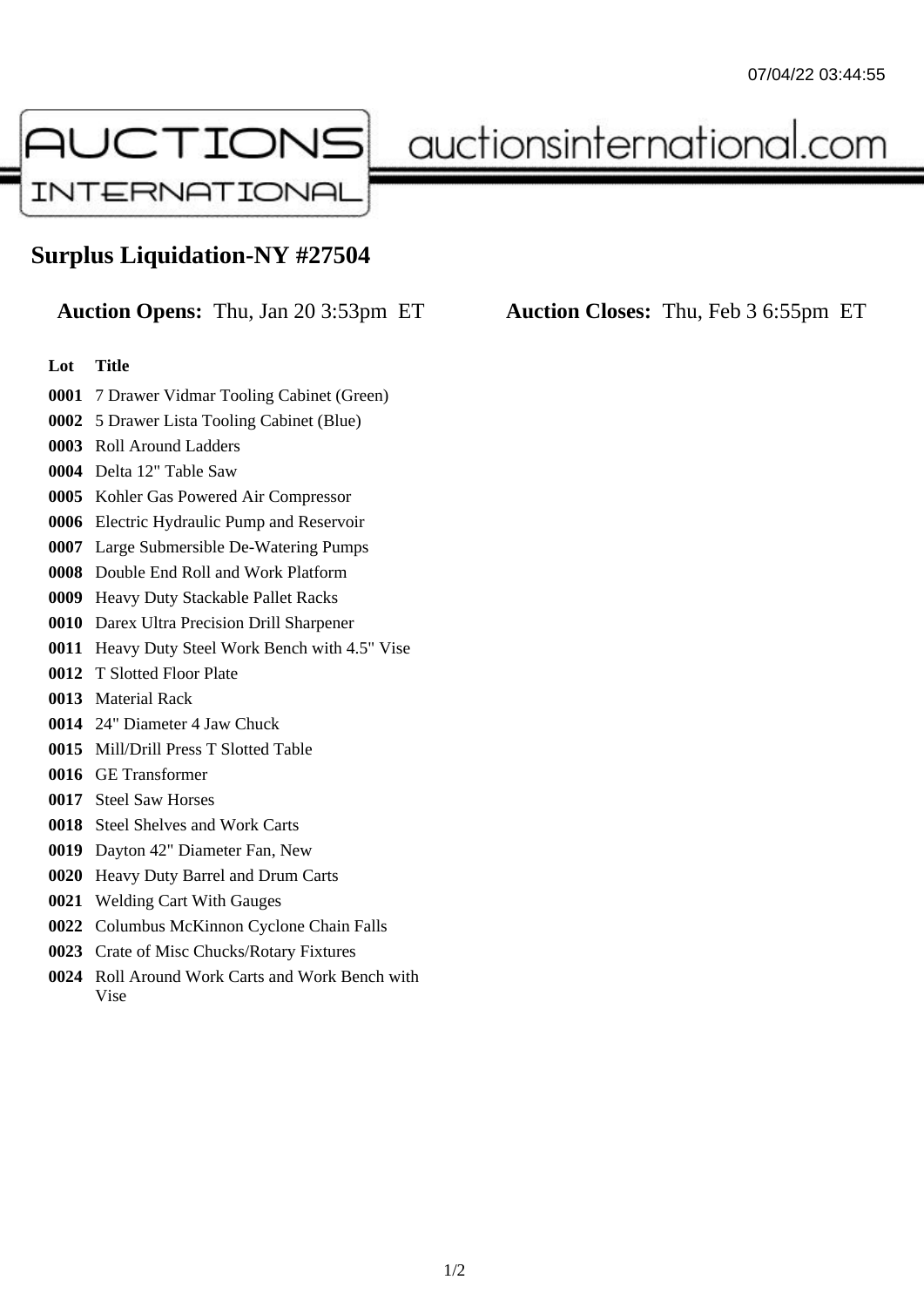AUCTIONS INTERNATIONAL auctionsinternational.com

# Surplus Liquidation-NY #27504

**Auction Opens:** Thu, Jan 20 3:53pm ET **Auction Closes:** Thu, Feb 3 6:55pm ET

| Lot | Title |
|---|---|
| **0001** | 7 Drawer Vidmar Tooling Cabinet (Green) |
| **0002** | 5 Drawer Lista Tooling Cabinet (Blue) |
| **0003** | Roll Around Ladders |
| **0004** | Delta 12" Table Saw |
| **0005** | Kohler Gas Powered Air Compressor |
| **0006** | Electric Hydraulic Pump and Reservoir |
| **0007** | Large Submersible De-Watering Pumps |
| **0008** | Double End Roll and Work Platform |
| **0009** | Heavy Duty Stackable Pallet Racks |
| **0010** | Darex Ultra Precision Drill Sharpener |
| **0011** | Heavy Duty Steel Work Bench with 4.5" Vise |
| **0012** | T Slotted Floor Plate |
| **0013** | Material Rack |
| **0014** | 24" Diameter 4 Jaw Chuck |
| **0015** | Mill/Drill Press T Slotted Table |
| **0016** | GE Transformer |
| **0017** | Steel Saw Horses |
| **0018** | Steel Shelves and Work Carts |
| **0019** | Dayton 42" Diameter Fan, New |
| **0020** | Heavy Duty Barrel and Drum Carts |
| **0021** | Welding Cart With Gauges |
| **0022** | Columbus McKinnon Cyclone Chain Falls |
| **0023** | Crate of Misc Chucks/Rotary Fixtures |
| **0024** | Roll Around Work Carts and Work Bench with Vise |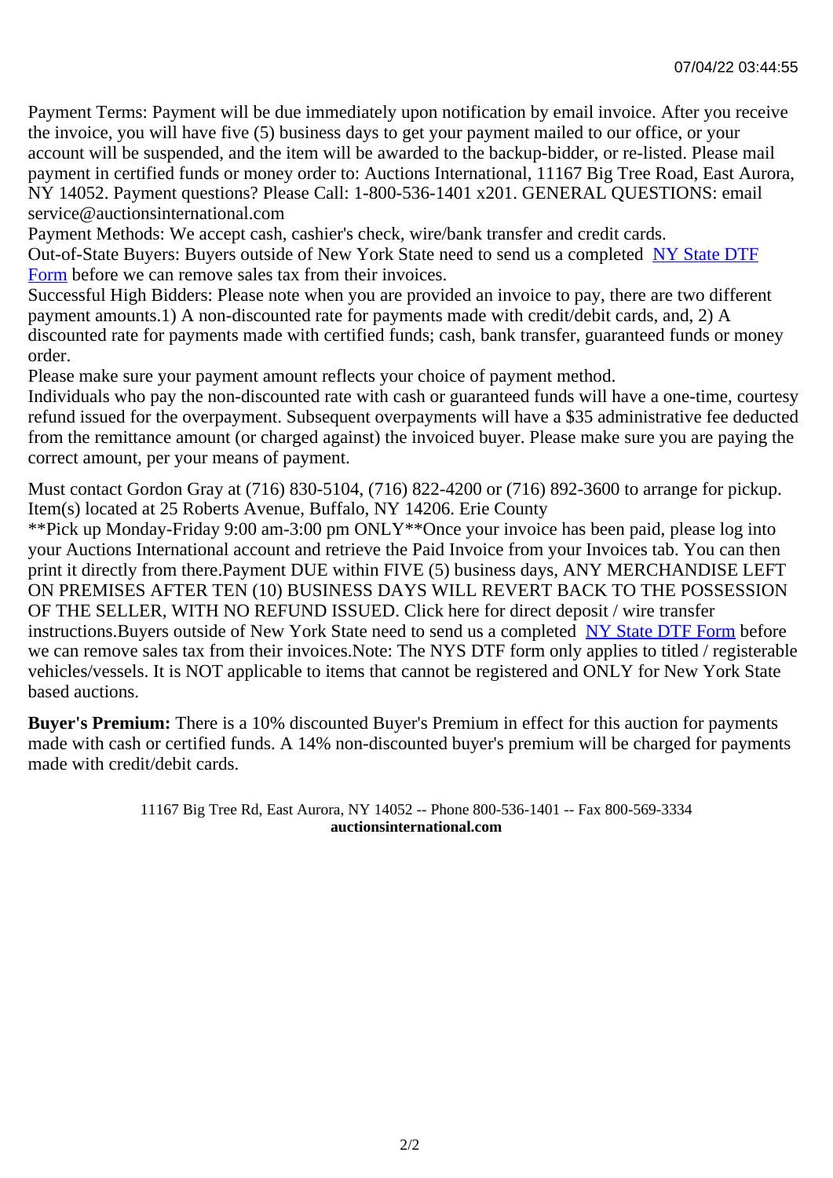Payment Terms: Payment will be due immediately upon notification by email invoice. After you receive the invoice, you will have five (5) business days to get your payment mailed to our office, or your account will be suspended, and the item will be awarded to the backup-bidder, or re-listed. Please mail payment in certified funds or money order to: Auctions International, 11167 Big Tree Road, East Aurora, NY 14052. Payment questions? Please Call: 1-800-536-1401 x201. GENERAL QUESTIONS: email service@auctionsinternational.com

Payment Methods: We accept cash, cashier's check, wire/bank transfer and credit cards.

Out-of-State Buyers: Buyers outside of New York State need to send us a completed NY State DTF Form before we can remove sales tax from their invoices.

Successful High Bidders: Please note when you are provided an invoice to pay, there are two different payment amounts.1) A non-discounted rate for payments made with credit/debit cards, and, 2) A discounted rate for payments made with certified funds; cash, bank transfer, guaranteed funds or money order.

Please make sure your payment amount reflects your choice of payment method.

Individuals who pay the non-discounted rate with cash or guaranteed funds will have a one-time, courtesy refund issued for the overpayment. Subsequent overpayments will have a $35 administrative fee deducted from the remittance amount (or charged against) the invoiced buyer. Please make sure you are paying the correct amount, per your means of payment.

Must contact Gordon Gray at (716) 830-5104, (716) 822-4200 or (716) 892-3600 to arrange for pickup. Item(s) located at 25 Roberts Avenue, Buffalo, NY 14206. Erie County

**Pick up Monday-Friday 9:00 am-3:00 pm ONLY**Once your invoice has been paid, please log into your Auctions International account and retrieve the Paid Invoice from your Invoices tab. You can then print it directly from there.Payment DUE within FIVE (5) business days, ANY MERCHANDISE LEFT ON PREMISES AFTER TEN (10) BUSINESS DAYS WILL REVERT BACK TO THE POSSESSION OF THE SELLER, WITH NO REFUND ISSUED. Click here for direct deposit / wire transfer instructions.Buyers outside of New York State need to send us a completed NY State DTF Form before we can remove sales tax from their invoices.Note: The NYS DTF form only applies to titled / registerable vehicles/vessels. It is NOT applicable to items that cannot be registered and ONLY for New York State based auctions.

**Buyer's Premium:** There is a 10% discounted Buyer's Premium in effect for this auction for payments made with cash or certified funds. A 14% non-discounted buyer's premium will be charged for payments made with credit/debit cards.